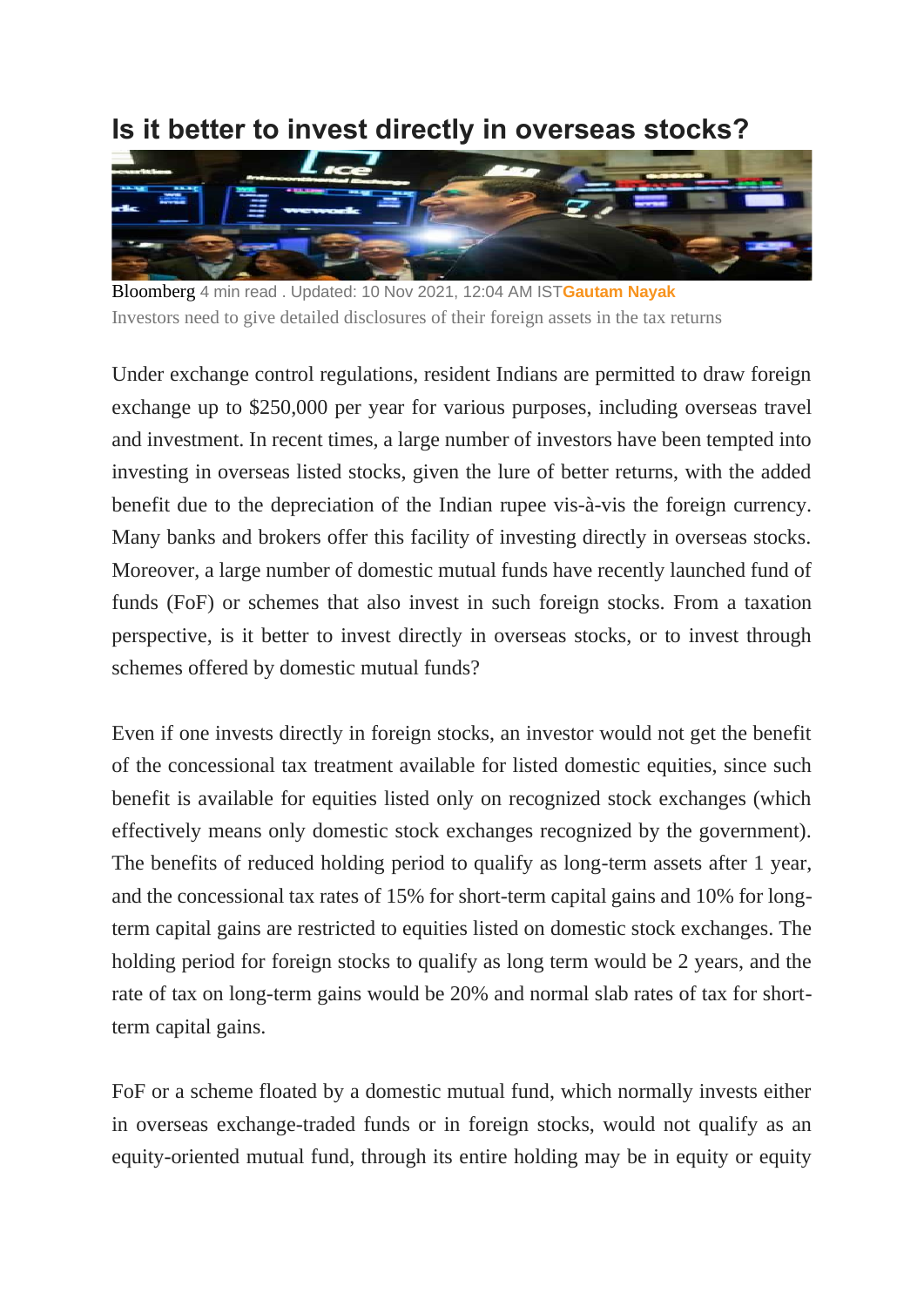# Is it better to invest directly in overseas stocks?

Bloomberg 4 min read . Updated: 10 Nov 2021, 12:04 AM IST **Gautam Nayak**

Investors need to give detailed disclosures of their foreign assets in the tax returns

Under exchange control regulations, resident Indians are permitted to draw foreign exchange up to $250,000 per year for various purposes, including overseas travel and investment. In recent times, a large number of investors have been tempted into investing in overseas listed stocks, given the lure of better returns, with the added benefit due to the depreciation of the Indian rupee vis-à-vis the foreign currency. Many banks and brokers offer this facility of investing directly in overseas stocks. Moreover, a large number of domestic mutual funds have recently launched fund of funds (FoF) or schemes that also invest in such foreign stocks. From a taxation perspective, is it better to invest directly in overseas stocks, or to invest through schemes offered by domestic mutual funds?

Even if one invests directly in foreign stocks, an investor would not get the benefit of the concessional tax treatment available for listed domestic equities, since such benefit is available for equities listed only on recognized stock exchanges (which effectively means only domestic stock exchanges recognized by the government). The benefits of reduced holding period to qualify as long-term assets after 1 year, and the concessional tax rates of 15% for short-term capital gains and 10% for long-term capital gains are restricted to equities listed on domestic stock exchanges. The holding period for foreign stocks to qualify as long term would be 2 years, and the rate of tax on long-term gains would be 20% and normal slab rates of tax for short-term capital gains.

FoF or a scheme floated by a domestic mutual fund, which normally invests either in overseas exchange-traded funds or in foreign stocks, would not qualify as an equity-oriented mutual fund, through its entire holding may be in equity or equity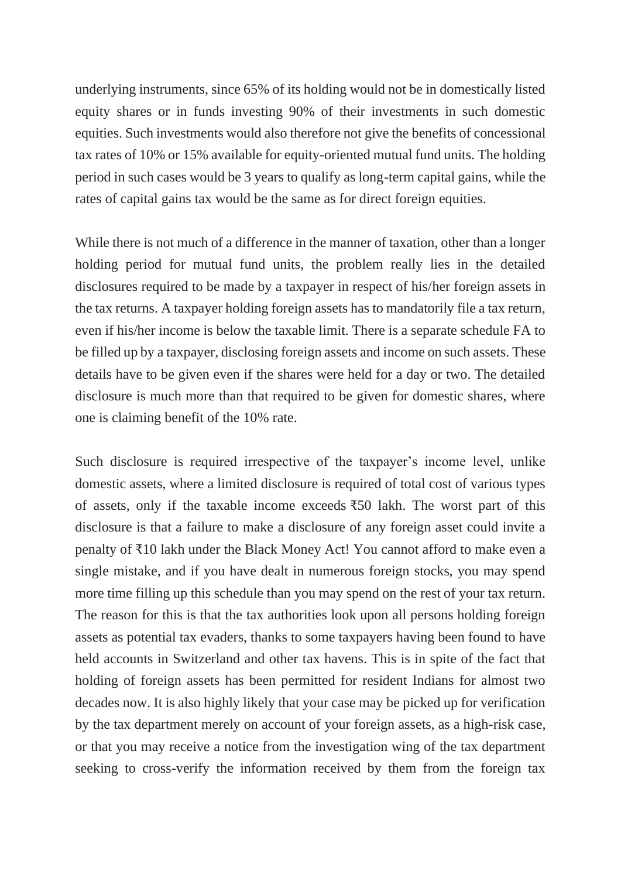underlying instruments, since 65% of its holding would not be in domestically listed equity shares or in funds investing 90% of their investments in such domestic equities. Such investments would also therefore not give the benefits of concessional tax rates of 10% or 15% available for equity-oriented mutual fund units. The holding period in such cases would be 3 years to qualify as long-term capital gains, while the rates of capital gains tax would be the same as for direct foreign equities.

While there is not much of a difference in the manner of taxation, other than a longer holding period for mutual fund units, the problem really lies in the detailed disclosures required to be made by a taxpayer in respect of his/her foreign assets in the tax returns. A taxpayer holding foreign assets has to mandatorily file a tax return, even if his/her income is below the taxable limit. There is a separate schedule FA to be filled up by a taxpayer, disclosing foreign assets and income on such assets. These details have to be given even if the shares were held for a day or two. The detailed disclosure is much more than that required to be given for domestic shares, where one is claiming benefit of the 10% rate.

Such disclosure is required irrespective of the taxpayer's income level, unlike domestic assets, where a limited disclosure is required of total cost of various types of assets, only if the taxable income exceeds ₹50 lakh. The worst part of this disclosure is that a failure to make a disclosure of any foreign asset could invite a penalty of ₹10 lakh under the Black Money Act! You cannot afford to make even a single mistake, and if you have dealt in numerous foreign stocks, you may spend more time filling up this schedule than you may spend on the rest of your tax return. The reason for this is that the tax authorities look upon all persons holding foreign assets as potential tax evaders, thanks to some taxpayers having been found to have held accounts in Switzerland and other tax havens. This is in spite of the fact that holding of foreign assets has been permitted for resident Indians for almost two decades now. It is also highly likely that your case may be picked up for verification by the tax department merely on account of your foreign assets, as a high-risk case, or that you may receive a notice from the investigation wing of the tax department seeking to cross-verify the information received by them from the foreign tax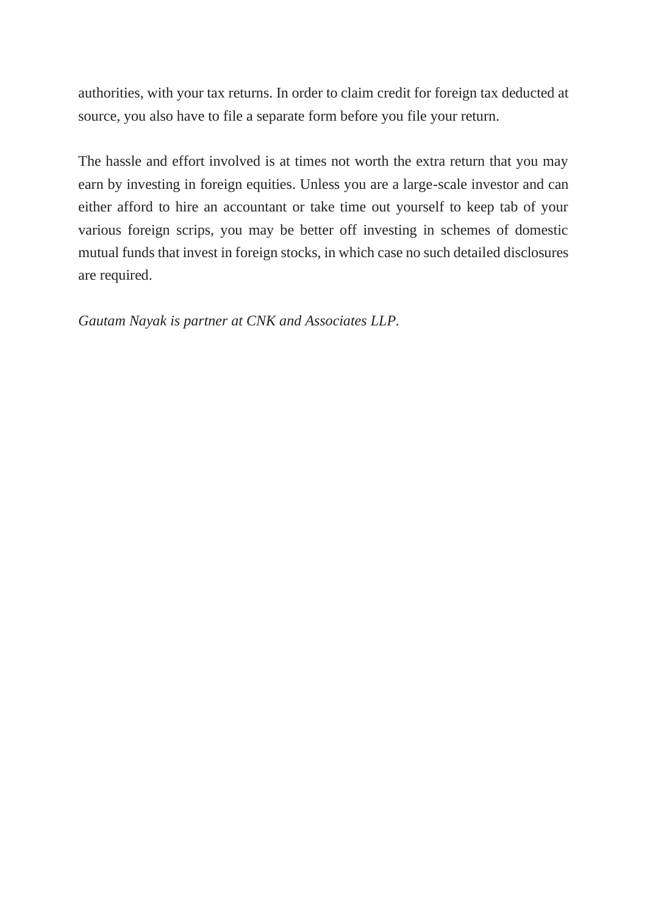authorities, with your tax returns. In order to claim credit for foreign tax deducted at source, you also have to file a separate form before you file your return.

The hassle and effort involved is at times not worth the extra return that you may earn by investing in foreign equities. Unless you are a large-scale investor and can either afford to hire an accountant or take time out yourself to keep tab of your various foreign scrips, you may be better off investing in schemes of domestic mutual funds that invest in foreign stocks, in which case no such detailed disclosures are required.

*Gautam Nayak is partner at CNK and Associates LLP.*